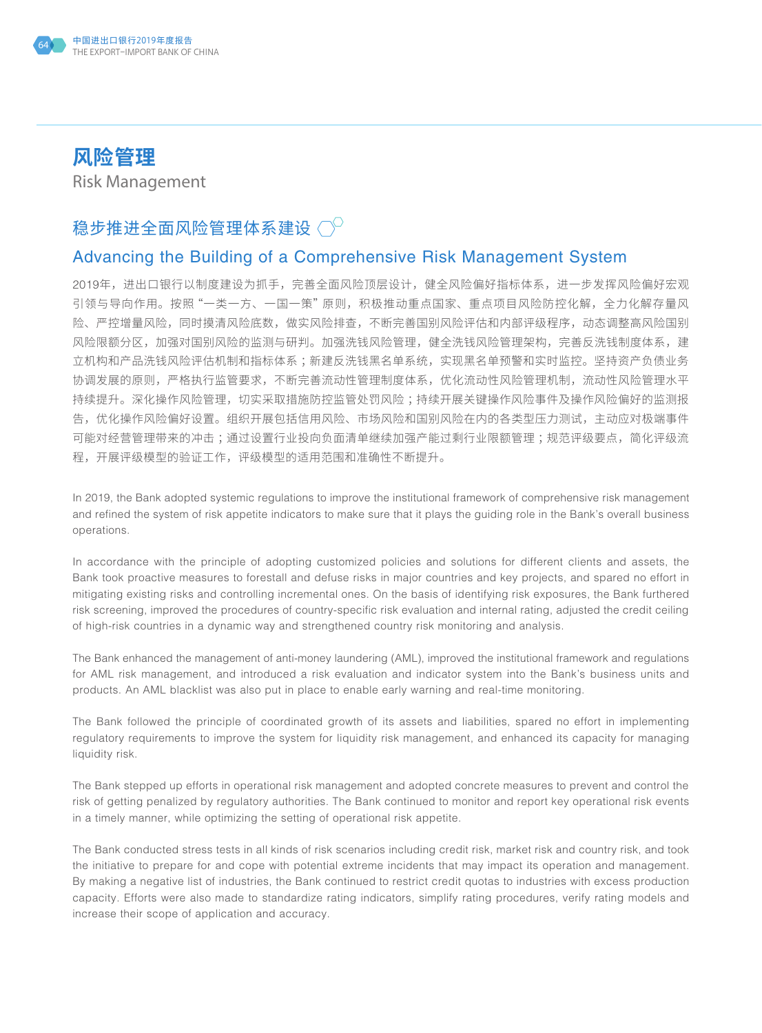# 风险管理

Risk Management

## 稳步推进全面风险管理体系建设

## Advancing the Building of a Comprehensive Risk Management System

2019年，进出口银行以制度建设为抓手，完善全面风险顶层设计，健全风险偏好指标体系，进一步发挥风险偏好宏观引领与导向作用。按照“一类一方、一国一策”原则，积极推动重点国家、重点项目风险防控化解，全力化解存量风险、严控增量风险，同时摸清风险底数，做实风险排查，不断完善国别风险评估和内部评级程序，动态调整高风险国别风险限额分区，加强对国别风险的监测与研判。加强洗钱风险管理，健全洗钱风险管理架构，完善反洗钱制度体系，建立机构和产品洗钱风险评估机制和指标体系；新建反洗钱黑名单系统，实现黑名单预警和实时监控。坚持资产负债业务协调发展的原则，严格执行监管要求，不断完善流动性管理制度体系，优化流动性风险管理机制，流动性风险管理水平持续提升。深化操作风险管理，切实采取措施防控监管处罚风险；持续开展关键操作风险事件及操作风险偏好的监测报告，优化操作风险偏好设置。组织开展包括信用风险、市场风险和国别风险在内的各类型压力测试，主动应对极端事件可能对经营管理带来的冲击；通过设置行业投向负面清单继续加强产能过剩行业限额管理；规范评级要点，简化评级流程，开展评级模型的验证工作，评级模型的适用范围和准确性不断提升。

In 2019, the Bank adopted systemic regulations to improve the institutional framework of comprehensive risk management and refined the system of risk appetite indicators to make sure that it plays the guiding role in the Bank's overall business operations.

In accordance with the principle of adopting customized policies and solutions for different clients and assets, the Bank took proactive measures to forestall and defuse risks in major countries and key projects, and spared no effort in mitigating existing risks and controlling incremental ones. On the basis of identifying risk exposures, the Bank furthered risk screening, improved the procedures of country-specific risk evaluation and internal rating, adjusted the credit ceiling of high-risk countries in a dynamic way and strengthened country risk monitoring and analysis.

The Bank enhanced the management of anti-money laundering (AML), improved the institutional framework and regulations for AML risk management, and introduced a risk evaluation and indicator system into the Bank's business units and products. An AML blacklist was also put in place to enable early warning and real-time monitoring.

The Bank followed the principle of coordinated growth of its assets and liabilities, spared no effort in implementing regulatory requirements to improve the system for liquidity risk management, and enhanced its capacity for managing liquidity risk.

The Bank stepped up efforts in operational risk management and adopted concrete measures to prevent and control the risk of getting penalized by regulatory authorities. The Bank continued to monitor and report key operational risk events in a timely manner, while optimizing the setting of operational risk appetite.

The Bank conducted stress tests in all kinds of risk scenarios including credit risk, market risk and country risk, and took the initiative to prepare for and cope with potential extreme incidents that may impact its operation and management. By making a negative list of industries, the Bank continued to restrict credit quotas to industries with excess production capacity. Efforts were also made to standardize rating indicators, simplify rating procedures, verify rating models and increase their scope of application and accuracy.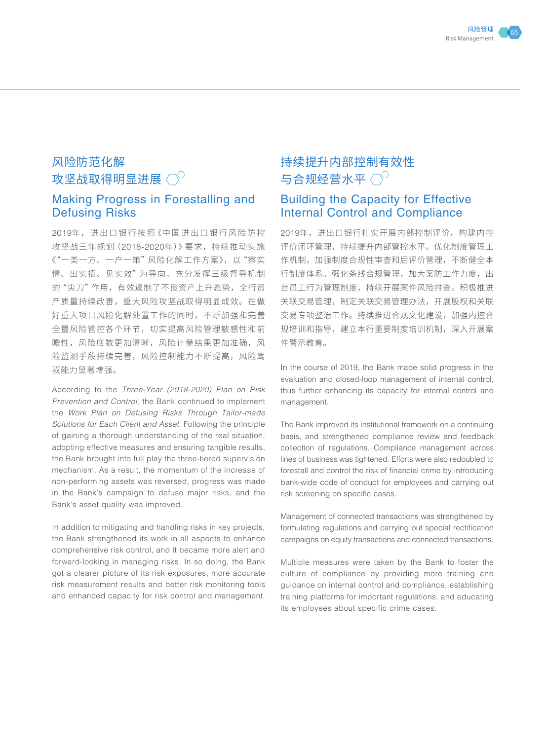## 风险防范化解
## 攻坚战取得明显进展

## Making Progress in Forestalling and Defusing Risks

2019年，进出口银行按照《中国进出口银行风险防控攻坚战三年规划（2018-2020年）》要求，持续推动实施《“一类一方、一户一策”风险化解工作方案》，以“察实情、出实招、见实效”为导向，充分发挥三级督导机制的“尖刀”作用，有效遏制了不良资产上升态势，全行资产质量持续改善，重大风险攻坚战取得明显成效。在做好重大项目风险化解处置工作的同时，不断加强和完善全量风险管控各个环节，切实提高风险管理敏感性和前瞻性，风险底数更加清晰，风险计量结果更加准确，风险监测手段持续完善，风险控制能力不断提高，风险驾驭能力显著增强。

According to the *Three-Year (2018-2020) Plan on Risk Prevention and Control*, the Bank continued to implement the *Work Plan on Defusing Risks Through Tailor-made Solutions for Each Client and Asset*. Following the principle of gaining a thorough understanding of the real situation, adopting effective measures and ensuring tangible results, the Bank brought into full play the three-tiered supervision mechanism. As a result, the momentum of the increase of non-performing assets was reversed, progress was made in the Bank's campaign to defuse major risks, and the Bank's asset quality was improved.

In addition to mitigating and handling risks in key projects, the Bank strengthened its work in all aspects to enhance comprehensive risk control, and it became more alert and forward-looking in managing risks. In so doing, the Bank got a clearer picture of its risk exposures, more accurate risk measurement results and better risk monitoring tools and enhanced capacity for risk control and management.

## 持续提升内部控制有效性
## 与合规经营水平

## Building the Capacity for Effective Internal Control and Compliance

2019年，进出口银行扎实开展内部控制评价，构建内控评价闭环管理，持续提升内部管控水平。优化制度管理工作机制，加强制度合规性审查和后评价管理，不断健全本行制度体系。强化条线合规管理，加大案防工作力度，出台员工行为管理制度，持续开展案件风险排查。积极推进关联交易管理，制定关联交易管理办法，开展股权和关联交易专项整治工作。持续推进合规文化建设，加强内控合规培训和指导，建立本行重要制度培训机制，深入开展案件警示教育。

In the course of 2019, the Bank made solid progress in the evaluation and closed-loop management of internal control, thus further enhancing its capacity for internal control and management.

The Bank improved its institutional framework on a continuing basis, and strengthened compliance review and feedback collection of regulations. Compliance management across lines of business was tightened. Efforts were also redoubled to forestall and control the risk of financial crime by introducing bank-wide code of conduct for employees and carrying out risk screening on specific cases.

Management of connected transactions was strengthened by formulating regulations and carrying out special rectification campaigns on equity transactions and connected transactions.

Multiple measures were taken by the Bank to foster the culture of compliance by providing more training and guidance on internal control and compliance, establishing training platforms for important regulations, and educating its employees about specific crime cases.